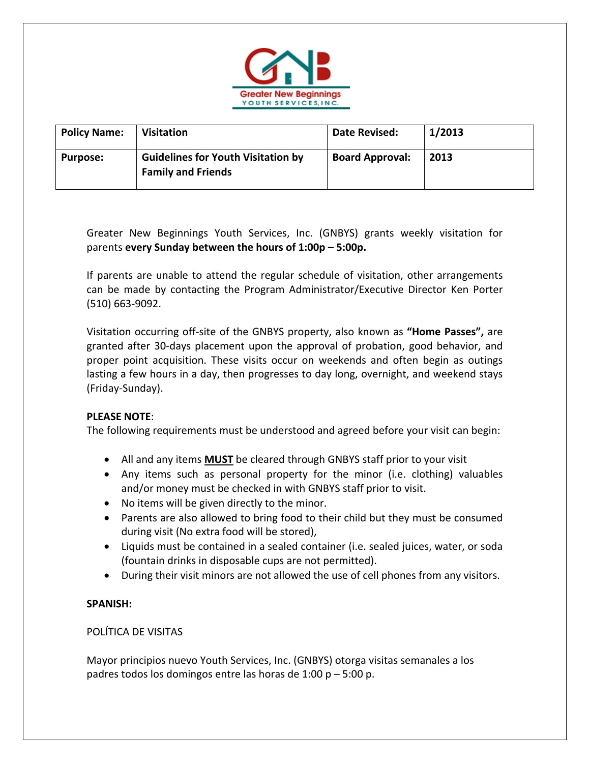Greater New Beginnings YOUTH SERVICES, INC.

| **Policy Name:** | **Visitation** | **Date Revised:** | **1/2013** |
|---|---|---|---|
| **Purpose:** | **Guidelines for Youth Visitation by Family and Friends** | **Board Approval:** | **2013** |

Greater New Beginnings Youth Services, Inc. (GNBYS) grants weekly visitation for parents **every Sunday between the hours of 1:00p – 5:00p.**

If parents are unable to attend the regular schedule of visitation, other arrangements can be made by contacting the Program Administrator/Executive Director Ken Porter (510) 663-9092.

Visitation occurring off-site of the GNBYS property, also known as **"Home Passes",** are granted after 30-days placement upon the approval of probation, good behavior, and proper point acquisition. These visits occur on weekends and often begin as outings lasting a few hours in a day, then progresses to day long, overnight, and weekend stays (Friday-Sunday).

**PLEASE NOTE**:
The following requirements must be understood and agreed before your visit can begin:

- All and any items **MUST** be cleared through GNBYS staff prior to your visit
- Any items such as personal property for the minor (i.e. clothing) valuables and/or money must be checked in with GNBYS staff prior to visit.
- No items will be given directly to the minor.
- Parents are also allowed to bring food to their child but they must be consumed during visit (No extra food will be stored),
- Liquids must be contained in a sealed container (i.e. sealed juices, water, or soda (fountain drinks in disposable cups are not permitted).
- During their visit minors are not allowed the use of cell phones from any visitors.

**SPANISH:**

POLÍTICA DE VISITAS

Mayor principios nuevo Youth Services, Inc. (GNBYS) otorga visitas semanales a los padres todos los domingos entre las horas de 1:00 p – 5:00 p.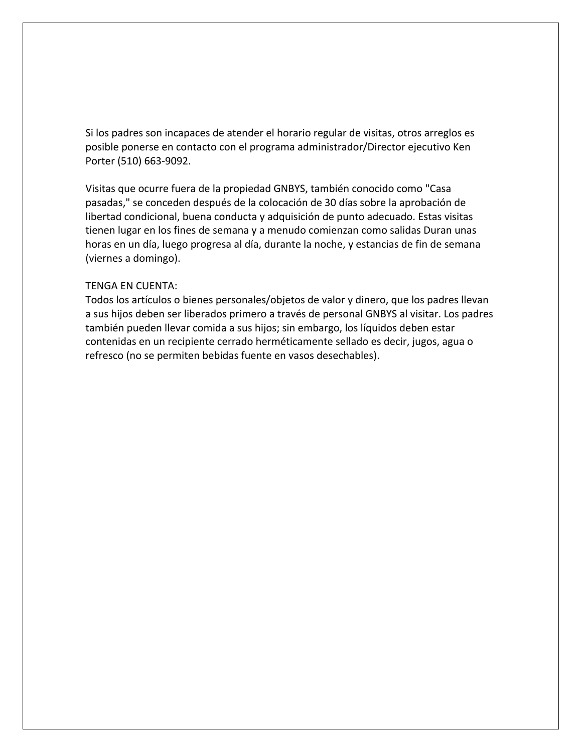Si los padres son incapaces de atender el horario regular de visitas, otros arreglos es posible ponerse en contacto con el programa administrador/Director ejecutivo Ken Porter (510) 663-9092.

Visitas que ocurre fuera de la propiedad GNBYS, también conocido como "Casa pasadas," se conceden después de la colocación de 30 días sobre la aprobación de libertad condicional, buena conducta y adquisición de punto adecuado. Estas visitas tienen lugar en los fines de semana y a menudo comienzan como salidas Duran unas horas en un día, luego progresa al día, durante la noche, y estancias de fin de semana (viernes a domingo).

TENGA EN CUENTA:
Todos los artículos o bienes personales/objetos de valor y dinero, que los padres llevan a sus hijos deben ser liberados primero a través de personal GNBYS al visitar. Los padres también pueden llevar comida a sus hijos; sin embargo, los líquidos deben estar contenidas en un recipiente cerrado herméticamente sellado es decir, jugos, agua o refresco (no se permiten bebidas fuente en vasos desechables).